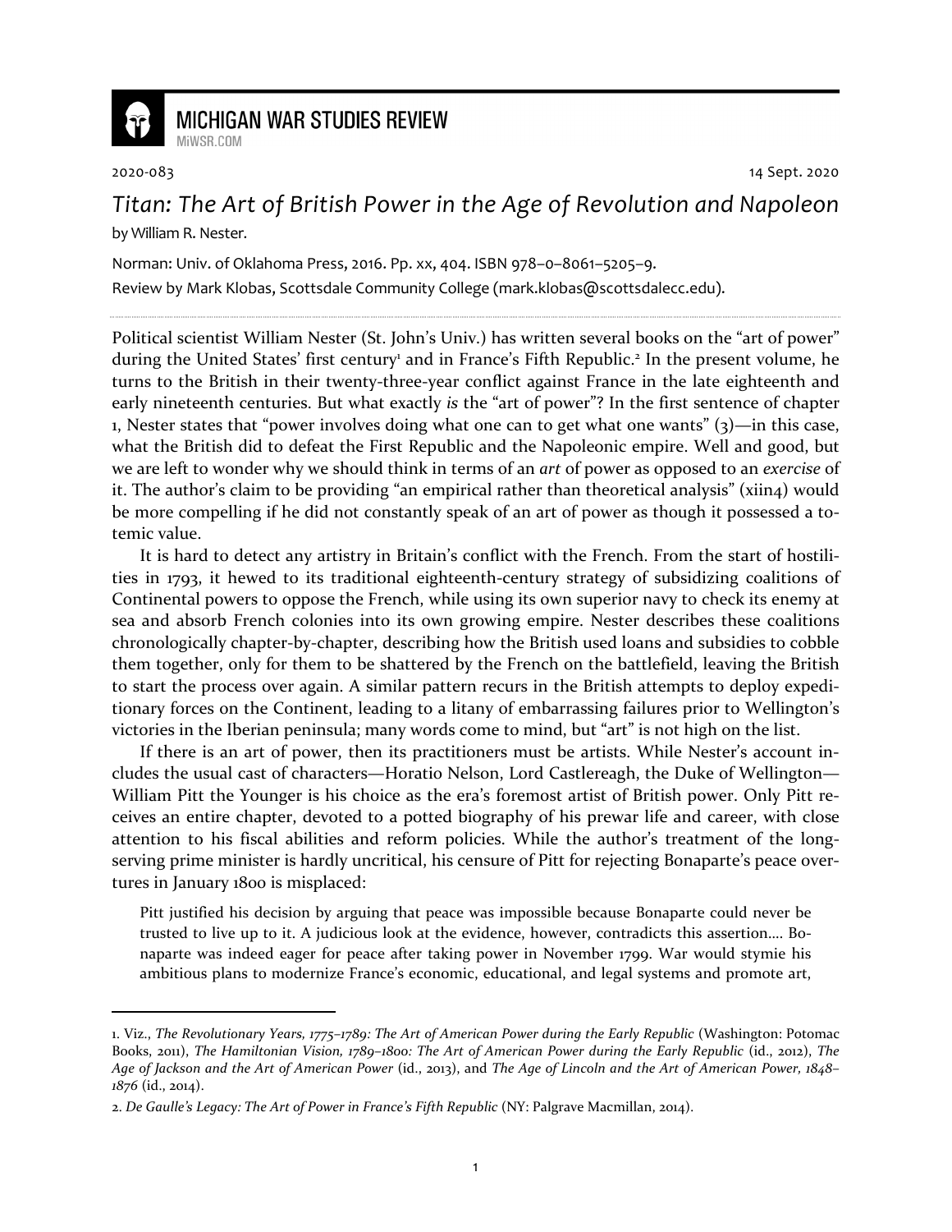# MICHIGAN WAR STUDIES REVIEW

MiWSR.COM

2020-083 14 Sept. 2020

## *Titan: The Art of British Power in the Age of Revolution and Napoleon*

by William R. Nester.

Norman: Univ. of Oklahoma Press, 2016. Pp. xx, 404. ISBN 978–0–8061–5205–9.

Review by Mark Klobas, Scottsdale Community College (mark.klobas@scottsdalecc.edu).

---

Political scientist William Nester (St. John's Univ.) has written several books on the "art of power" during the United States' first century[1] and in France's Fifth Republic.[2] In the present volume, he turns to the British in their twenty-three-year conflict against France in the late eighteenth and early nineteenth centuries. But what exactly *is* the "art of power"? In the first sentence of chapter 1, Nester states that "power involves doing what one can to get what one wants" (3)—in this case, what the British did to defeat the First Republic and the Napoleonic empire. Well and good, but we are left to wonder why we should think in terms of an *art* of power as opposed to an *exercise* of it. The author's claim to be providing "an empirical rather than theoretical analysis" (xiin4) would be more compelling if he did not constantly speak of an art of power as though it possessed a totemic value.

It is hard to detect any artistry in Britain's conflict with the French. From the start of hostilities in 1793, it hewed to its traditional eighteenth-century strategy of subsidizing coalitions of Continental powers to oppose the French, while using its own superior navy to check its enemy at sea and absorb French colonies into its own growing empire. Nester describes these coalitions chronologically chapter-by-chapter, describing how the British used loans and subsidies to cobble them together, only for them to be shattered by the French on the battlefield, leaving the British to start the process over again. A similar pattern recurs in the British attempts to deploy expeditionary forces on the Continent, leading to a litany of embarrassing failures prior to Wellington's victories in the Iberian peninsula; many words come to mind, but "art" is not high on the list.

If there is an art of power, then its practitioners must be artists. While Nester's account includes the usual cast of characters—Horatio Nelson, Lord Castlereagh, the Duke of Wellington—William Pitt the Younger is his choice as the era's foremost artist of British power. Only Pitt receives an entire chapter, devoted to a potted biography of his prewar life and career, with close attention to his fiscal abilities and reform policies. While the author's treatment of the long-serving prime minister is hardly uncritical, his censure of Pitt for rejecting Bonaparte's peace overtures in January 1800 is misplaced:

> Pitt justified his decision by arguing that peace was impossible because Bonaparte could never be trusted to live up to it. A judicious look at the evidence, however, contradicts this assertion.... Bonaparte was indeed eager for peace after taking power in November 1799. War would stymie his ambitious plans to modernize France's economic, educational, and legal systems and promote art,

---

1. Viz., *The Revolutionary Years, 1775–1789: The Art of American Power during the Early Republic* (Washington: Potomac Books, 2011), *The Hamiltonian Vision, 1789–1800: The Art of American Power during the Early Republic* (id., 2012), *The Age of Jackson and the Art of American Power* (id., 2013), and *The Age of Lincoln and the Art of American Power, 1848–1876* (id., 2014).

2. *De Gaulle's Legacy: The Art of Power in France's Fifth Republic* (NY: Palgrave Macmillan, 2014).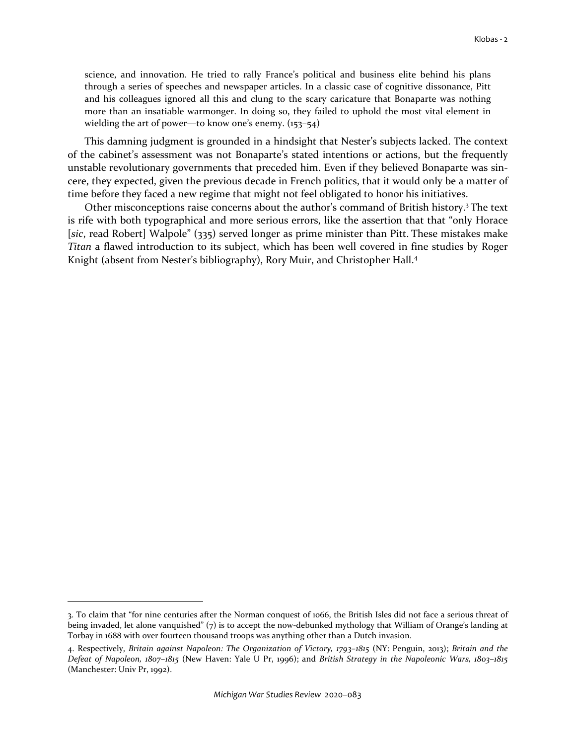science, and innovation. He tried to rally France's political and business elite behind his plans through a series of speeches and newspaper articles. In a classic case of cognitive dissonance, Pitt and his colleagues ignored all this and clung to the scary caricature that Bonaparte was nothing more than an insatiable warmonger. In doing so, they failed to uphold the most vital element in wielding the art of power—to know one's enemy. (153–54)

This damning judgment is grounded in a hindsight that Nester's subjects lacked. The context of the cabinet's assessment was not Bonaparte's stated intentions or actions, but the frequently unstable revolutionary governments that preceded him. Even if they believed Bonaparte was sincere, they expected, given the previous decade in French politics, that it would only be a matter of time before they faced a new regime that might not feel obligated to honor his initiatives.

Other misconceptions raise concerns about the author's command of British history.[3] The text is rife with both typographical and more serious errors, like the assertion that that "only Horace [*sic*, read Robert] Walpole" (335) served longer as prime minister than Pitt. These mistakes make *Titan* a flawed introduction to its subject, which has been well covered in fine studies by Roger Knight (absent from Nester's bibliography), Rory Muir, and Christopher Hall.[4]

---

3. To claim that "for nine centuries after the Norman conquest of 1066, the British Isles did not face a serious threat of being invaded, let alone vanquished" (7) is to accept the now-debunked mythology that William of Orange's landing at Torbay in 1688 with over fourteen thousand troops was anything other than a Dutch invasion.

4. Respectively, *Britain against Napoleon: The Organization of Victory, 1793–1815* (NY: Penguin, 2013); *Britain and the Defeat of Napoleon, 1807–1815* (New Haven: Yale U Pr, 1996); and *British Strategy in the Napoleonic Wars, 1803–1815* (Manchester: Univ Pr, 1992).